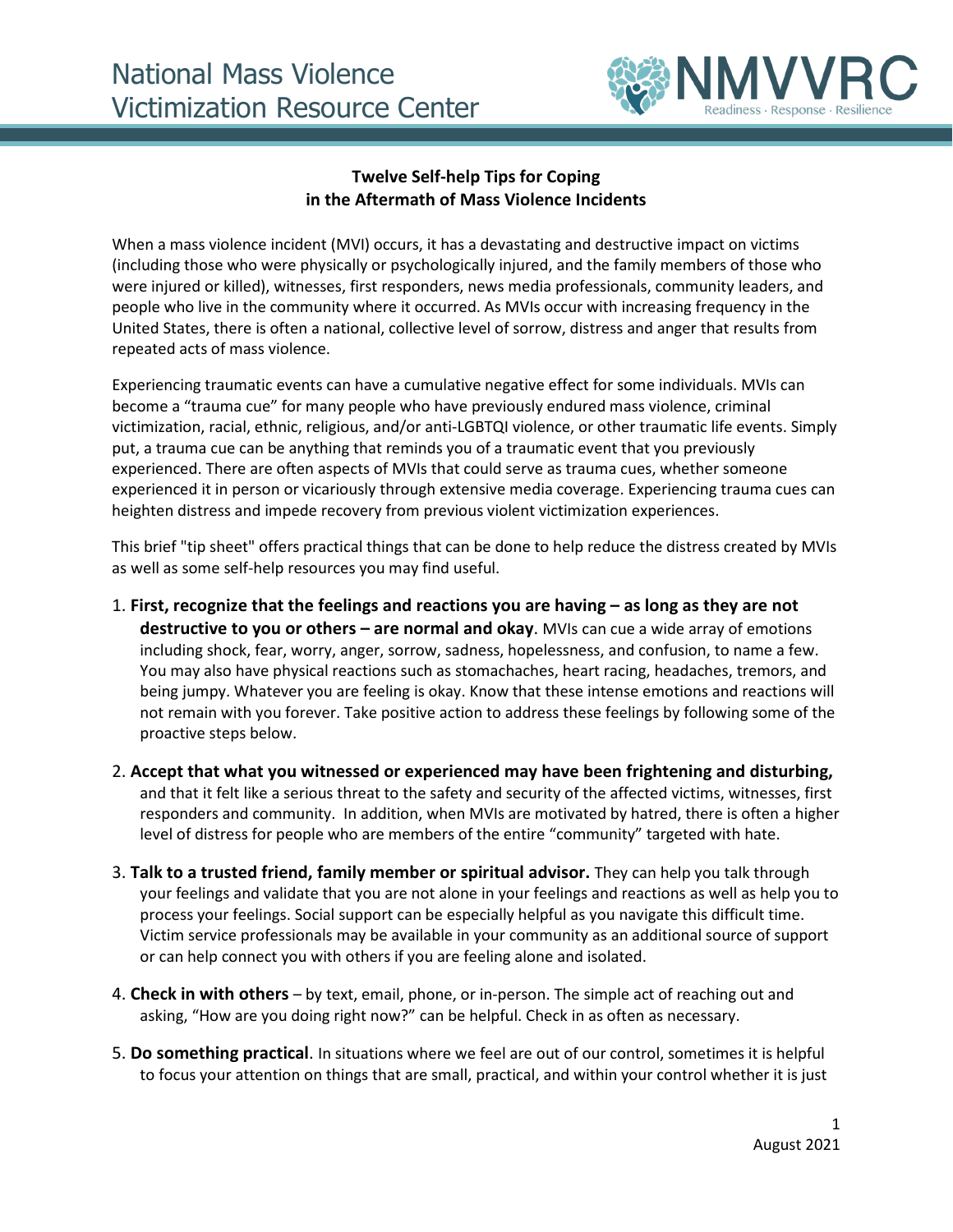# National Mass Violence Victimization Resource Center

**Twelve Self-help Tips for Coping in the Aftermath of Mass Violence Incidents**

When a mass violence incident (MVI) occurs, it has a devastating and destructive impact on victims (including those who were physically or psychologically injured, and the family members of those who were injured or killed), witnesses, first responders, news media professionals, community leaders, and people who live in the community where it occurred. As MVIs occur with increasing frequency in the United States, there is often a national, collective level of sorrow, distress and anger that results from repeated acts of mass violence.

Experiencing traumatic events can have a cumulative negative effect for some individuals. MVIs can become a "trauma cue" for many people who have previously endured mass violence, criminal victimization, racial, ethnic, religious, and/or anti-LGBTQI violence, or other traumatic life events. Simply put, a trauma cue can be anything that reminds you of a traumatic event that you previously experienced. There are often aspects of MVIs that could serve as trauma cues, whether someone experienced it in person or vicariously through extensive media coverage. Experiencing trauma cues can heighten distress and impede recovery from previous violent victimization experiences.

This brief "tip sheet" offers practical things that can be done to help reduce the distress created by MVIs as well as some self-help resources you may find useful.

1. **First, recognize that the feelings and reactions you are having – as long as they are not destructive to you or others – are normal and okay**. MVIs can cue a wide array of emotions including shock, fear, worry, anger, sorrow, sadness, hopelessness, and confusion, to name a few. You may also have physical reactions such as stomachaches, heart racing, headaches, tremors, and being jumpy. Whatever you are feeling is okay. Know that these intense emotions and reactions will not remain with you forever. Take positive action to address these feelings by following some of the proactive steps below.

2. **Accept that what you witnessed or experienced may have been frightening and disturbing,** and that it felt like a serious threat to the safety and security of the affected victims, witnesses, first responders and community. In addition, when MVIs are motivated by hatred, there is often a higher level of distress for people who are members of the entire "community" targeted with hate.

3. **Talk to a trusted friend, family member or spiritual advisor.** They can help you talk through your feelings and validate that you are not alone in your feelings and reactions as well as help you to process your feelings. Social support can be especially helpful as you navigate this difficult time. Victim service professionals may be available in your community as an additional source of support or can help connect you with others if you are feeling alone and isolated.

4. **Check in with others** – by text, email, phone, or in-person. The simple act of reaching out and asking, "How are you doing right now?" can be helpful. Check in as often as necessary.

5. **Do something practical**. In situations where we feel are out of our control, sometimes it is helpful to focus your attention on things that are small, practical, and within your control whether it is just

August 2021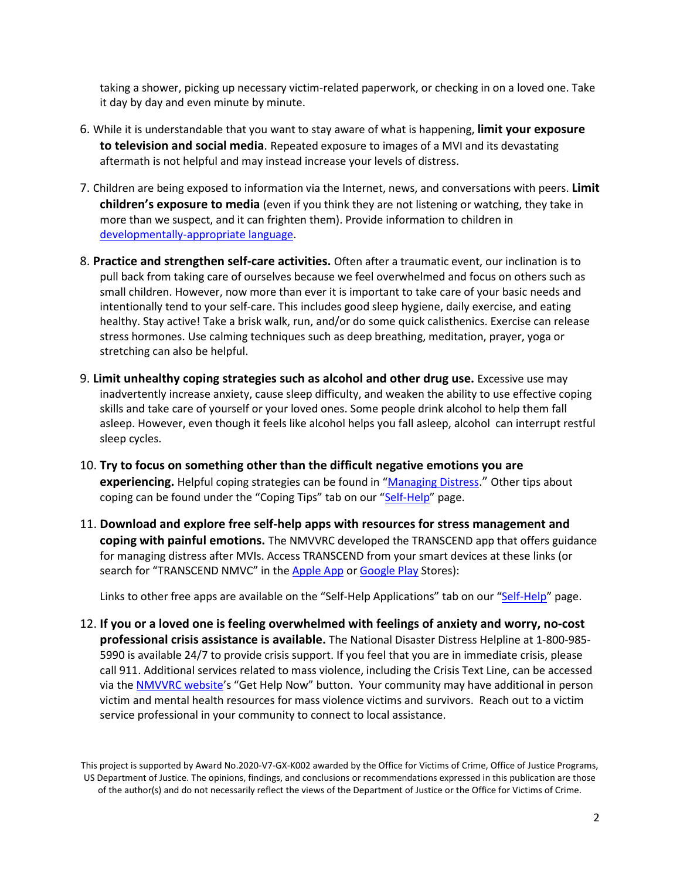taking a shower, picking up necessary victim-related paperwork, or checking in on a loved one. Take it day by day and even minute by minute.

6. While it is understandable that you want to stay aware of what is happening, **limit your exposure to television and social media**. Repeated exposure to images of a MVI and its devastating aftermath is not helpful and may instead increase your levels of distress.

7. Children are being exposed to information via the Internet, news, and conversations with peers. **Limit children's exposure to media** (even if you think they are not listening or watching, they take in more than we suspect, and it can frighten them). Provide information to children in developmentally-appropriate language.

8. **Practice and strengthen self-care activities.** Often after a traumatic event, our inclination is to pull back from taking care of ourselves because we feel overwhelmed and focus on others such as small children. However, now more than ever it is important to take care of your basic needs and intentionally tend to your self-care. This includes good sleep hygiene, daily exercise, and eating healthy. Stay active! Take a brisk walk, run, and/or do some quick calisthenics. Exercise can release stress hormones. Use calming techniques such as deep breathing, meditation, prayer, yoga or stretching can also be helpful.

9. **Limit unhealthy coping strategies such as alcohol and other drug use.** Excessive use may inadvertently increase anxiety, cause sleep difficulty, and weaken the ability to use effective coping skills and take care of yourself or your loved ones. Some people drink alcohol to help them fall asleep. However, even though it feels like alcohol helps you fall asleep, alcohol can interrupt restful sleep cycles.

10. **Try to focus on something other than the difficult negative emotions you are experiencing.** Helpful coping strategies can be found in "Managing Distress." Other tips about coping can be found under the "Coping Tips" tab on our "Self-Help" page.

11. **Download and explore free self-help apps with resources for stress management and coping with painful emotions.** The NMVVRC developed the TRANSCEND app that offers guidance for managing distress after MVIs. Access TRANSCEND from your smart devices at these links (or search for "TRANSCEND NMVC" in the Apple App or Google Play Stores):

    Links to other free apps are available on the "Self-Help Applications" tab on our "Self-Help" page.

12. **If you or a loved one is feeling overwhelmed with feelings of anxiety and worry, no-cost professional crisis assistance is available.** The National Disaster Distress Helpline at 1-800-985-5990 is available 24/7 to provide crisis support. If you feel that you are in immediate crisis, please call 911. Additional services related to mass violence, including the Crisis Text Line, can be accessed via the NMVVRC website's "Get Help Now" button. Your community may have additional in person victim and mental health resources for mass violence victims and survivors. Reach out to a victim service professional in your community to connect to local assistance.

This project is supported by Award No.2020-V7-GX-K002 awarded by the Office for Victims of Crime, Office of Justice Programs, US Department of Justice. The opinions, findings, and conclusions or recommendations expressed in this publication are those of the author(s) and do not necessarily reflect the views of the Department of Justice or the Office for Victims of Crime.